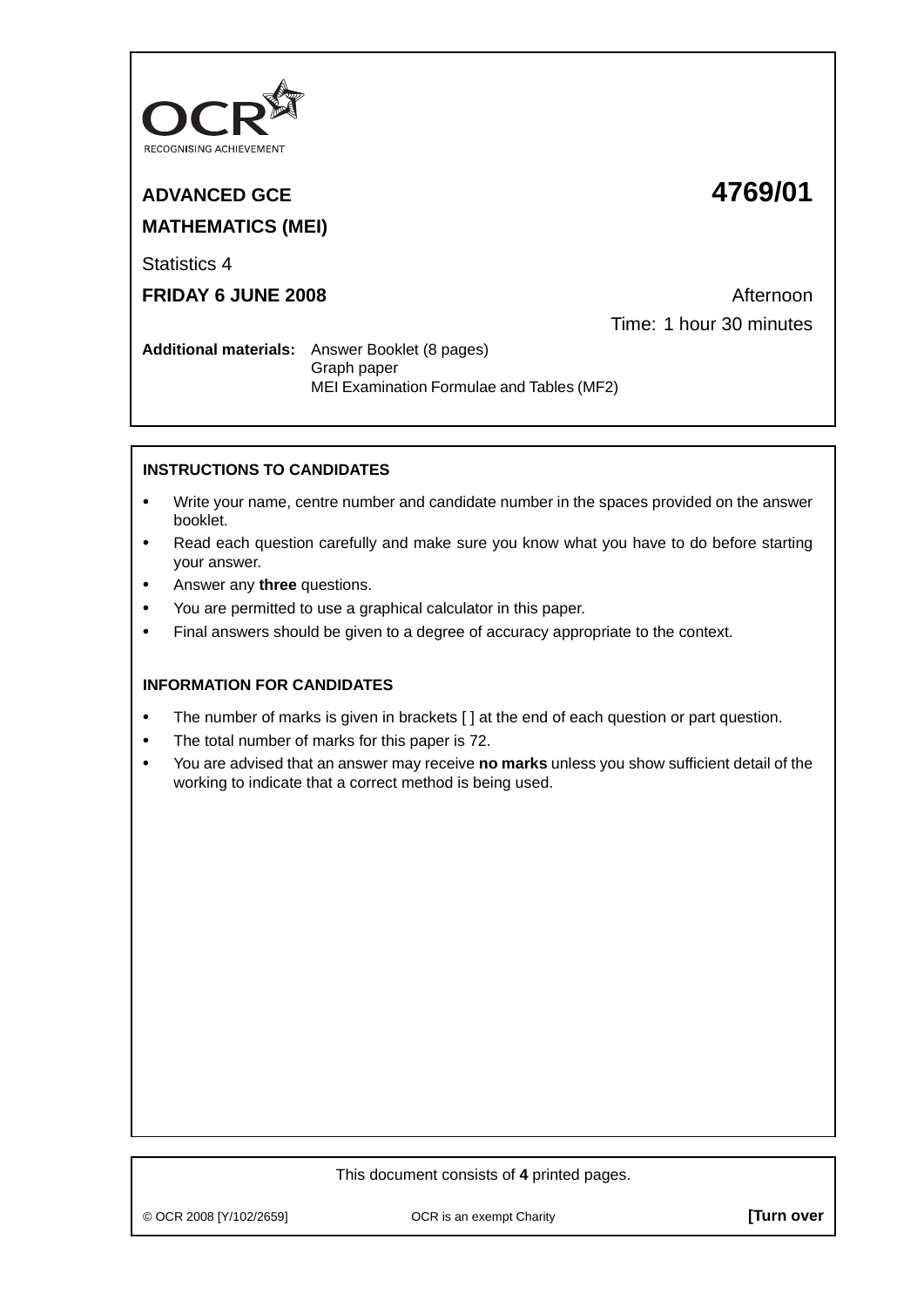OCR
RECOGNISING ACHIEVEMENT

**ADVANCED GCE** **4769/01**

**MATHEMATICS (MEI)**

Statistics 4

**FRIDAY 6 JUNE 2008** Afternoon

Time: 1 hour 30 minutes

**Additional materials:** Answer Booklet (8 pages)
Graph paper
MEI Examination Formulae and Tables (MF2)

**INSTRUCTIONS TO CANDIDATES**

- Write your name, centre number and candidate number in the spaces provided on the answer booklet.
- Read each question carefully and make sure you know what you have to do before starting your answer.
- Answer any **three** questions.
- You are permitted to use a graphical calculator in this paper.
- Final answers should be given to a degree of accuracy appropriate to the context.

**INFORMATION FOR CANDIDATES**

- The number of marks is given in brackets [ ] at the end of each question or part question.
- The total number of marks for this paper is 72.
- You are advised that an answer may receive **no marks** unless you show sufficient detail of the working to indicate that a correct method is being used.

This document consists of **4** printed pages.

© OCR 2008 [Y/102/2659] OCR is an exempt Charity **[Turn over**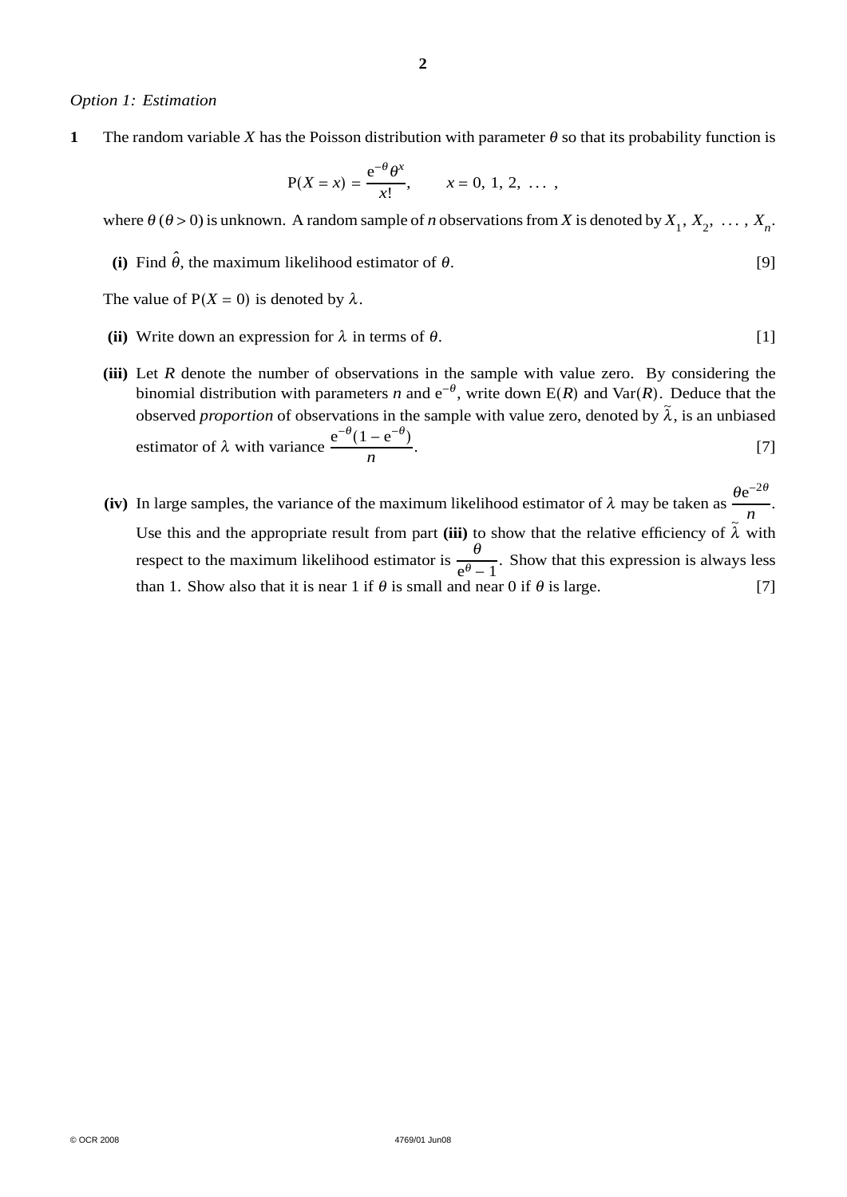*Option 1: Estimation*

**1** The random variable $X$ has the Poisson distribution with parameter $\theta$ so that its probability function is

$$\mathrm{P}(X = x) = \frac{\mathrm{e}^{-\theta}\theta^x}{x!}, \qquad x = 0, 1, 2, \ldots,$$

where $\theta$ ($\theta > 0$) is unknown. A random sample of $n$ observations from $X$ is denoted by $X_1, X_2, \ldots, X_n$.

**(i)** Find $\hat{\theta}$, the maximum likelihood estimator of $\theta$. [9]

The value of $\mathrm{P}(X = 0)$ is denoted by $\lambda$.

**(ii)** Write down an expression for $\lambda$ in terms of $\theta$. [1]

**(iii)** Let $R$ denote the number of observations in the sample with value zero. By considering the binomial distribution with parameters $n$ and $\mathrm{e}^{-\theta}$, write down $\mathrm{E}(R)$ and $\mathrm{Var}(R)$. Deduce that the observed *proportion* of observations in the sample with value zero, denoted by $\tilde{\lambda}$, is an unbiased estimator of $\lambda$ with variance $\dfrac{\mathrm{e}^{-\theta}(1 - \mathrm{e}^{-\theta})}{n}$. [7]

**(iv)** In large samples, the variance of the maximum likelihood estimator of $\lambda$ may be taken as $\dfrac{\theta \mathrm{e}^{-2\theta}}{n}$. Use this and the appropriate result from part **(iii)** to show that the relative efficiency of $\tilde{\lambda}$ with respect to the maximum likelihood estimator is $\dfrac{\theta}{\mathrm{e}^{\theta} - 1}$. Show that this expression is always less than 1. Show also that it is near 1 if $\theta$ is small and near 0 if $\theta$ is large. [7]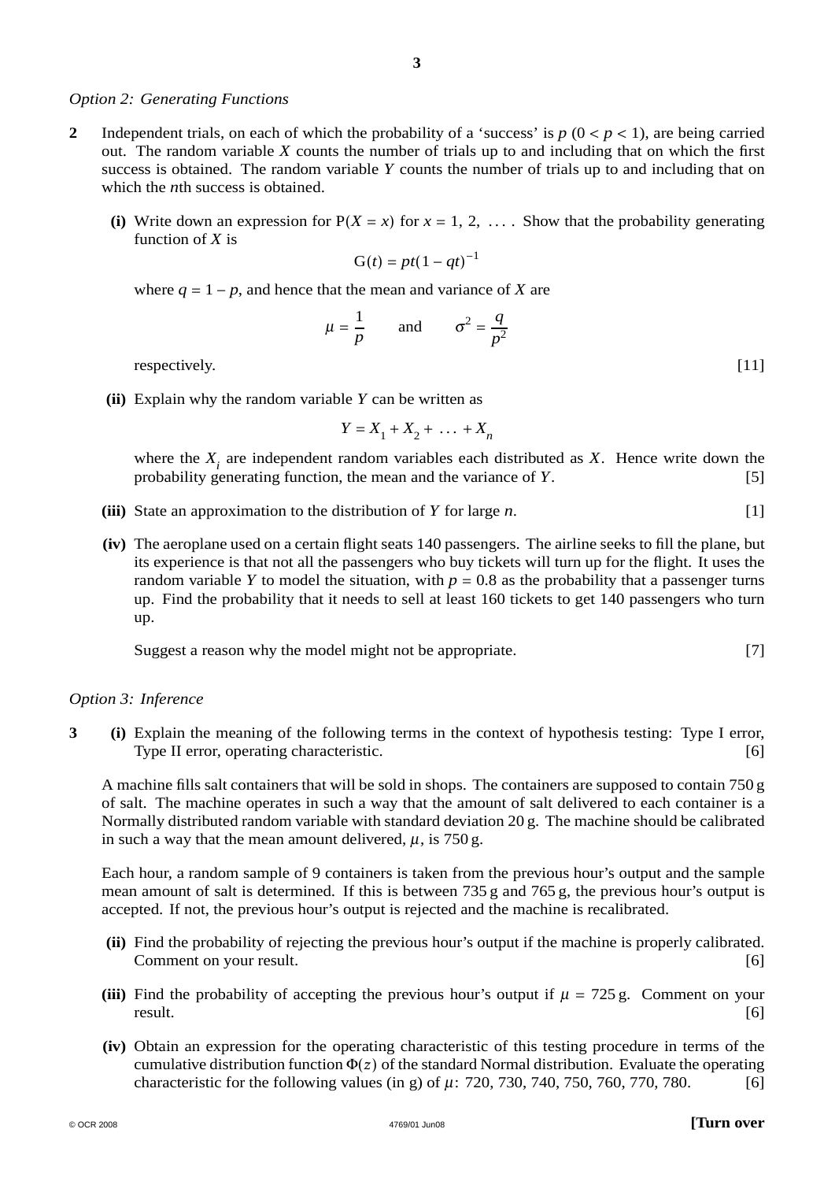*Option 2: Generating Functions*

**2** Independent trials, on each of which the probability of a 'success' is $p$ $(0 < p < 1)$, are being carried out. The random variable $X$ counts the number of trials up to and including that on which the first success is obtained. The random variable $Y$ counts the number of trials up to and including that on which the $n$th success is obtained.

**(i)** Write down an expression for $\mathrm{P}(X = x)$ for $x = 1, 2, \ldots$. Show that the probability generating function of $X$ is

$$\mathrm{G}(t) = pt(1 - qt)^{-1}$$

where $q = 1 - p$, and hence that the mean and variance of $X$ are

$$\mu = \frac{1}{p} \qquad \text{and} \qquad \sigma^2 = \frac{q}{p^2}$$

respectively. [11]

**(ii)** Explain why the random variable $Y$ can be written as

$$Y = X_1 + X_2 + \ldots + X_n$$

where the $X_i$ are independent random variables each distributed as $X$. Hence write down the probability generating function, the mean and the variance of $Y$. [5]

**(iii)** State an approximation to the distribution of $Y$ for large $n$. [1]

**(iv)** The aeroplane used on a certain flight seats 140 passengers. The airline seeks to fill the plane, but its experience is that not all the passengers who buy tickets will turn up for the flight. It uses the random variable $Y$ to model the situation, with $p = 0.8$ as the probability that a passenger turns up. Find the probability that it needs to sell at least 160 tickets to get 140 passengers who turn up.

Suggest a reason why the model might not be appropriate. [7]

*Option 3: Inference*

**3** **(i)** Explain the meaning of the following terms in the context of hypothesis testing: Type I error, Type II error, operating characteristic. [6]

A machine fills salt containers that will be sold in shops. The containers are supposed to contain 750 g of salt. The machine operates in such a way that the amount of salt delivered to each container is a Normally distributed random variable with standard deviation 20 g. The machine should be calibrated in such a way that the mean amount delivered, $\mu$, is 750 g.

Each hour, a random sample of 9 containers is taken from the previous hour's output and the sample mean amount of salt is determined. If this is between 735 g and 765 g, the previous hour's output is accepted. If not, the previous hour's output is rejected and the machine is recalibrated.

**(ii)** Find the probability of rejecting the previous hour's output if the machine is properly calibrated. Comment on your result. [6]

**(iii)** Find the probability of accepting the previous hour's output if $\mu = 725$ g. Comment on your result. [6]

**(iv)** Obtain an expression for the operating characteristic of this testing procedure in terms of the cumulative distribution function $\Phi(z)$ of the standard Normal distribution. Evaluate the operating characteristic for the following values (in g) of $\mu$: 720, 730, 740, 750, 760, 770, 780. [6]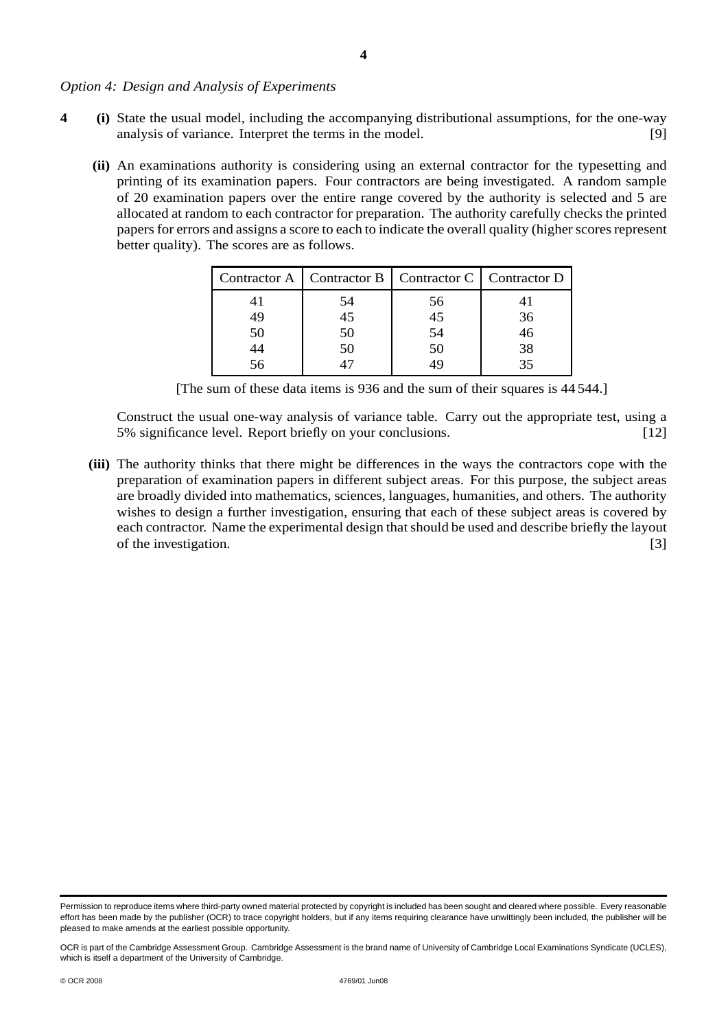*Option 4: Design and Analysis of Experiments*

**4** **(i)** State the usual model, including the accompanying distributional assumptions, for the one-way analysis of variance. Interpret the terms in the model. [9]

**(ii)** An examinations authority is considering using an external contractor for the typesetting and printing of its examination papers. Four contractors are being investigated. A random sample of 20 examination papers over the entire range covered by the authority is selected and 5 are allocated at random to each contractor for preparation. The authority carefully checks the printed papers for errors and assigns a score to each to indicate the overall quality (higher scores represent better quality). The scores are as follows.

| Contractor A | Contractor B | Contractor C | Contractor D |
|---|---|---|---|
| 41 | 54 | 56 | 41 |
| 49 | 45 | 45 | 36 |
| 50 | 50 | 54 | 46 |
| 44 | 50 | 50 | 38 |
| 56 | 47 | 49 | 35 |

[The sum of these data items is 936 and the sum of their squares is 44 544.]

Construct the usual one-way analysis of variance table. Carry out the appropriate test, using a 5% significance level. Report briefly on your conclusions. [12]

**(iii)** The authority thinks that there might be differences in the ways the contractors cope with the preparation of examination papers in different subject areas. For this purpose, the subject areas are broadly divided into mathematics, sciences, languages, humanities, and others. The authority wishes to design a further investigation, ensuring that each of these subject areas is covered by each contractor. Name the experimental design that should be used and describe briefly the layout of the investigation. [3]

Permission to reproduce items where third-party owned material protected by copyright is included has been sought and cleared where possible. Every reasonable effort has been made by the publisher (OCR) to trace copyright holders, but if any items requiring clearance have unwittingly been included, the publisher will be pleased to make amends at the earliest possible opportunity.

OCR is part of the Cambridge Assessment Group. Cambridge Assessment is the brand name of University of Cambridge Local Examinations Syndicate (UCLES), which is itself a department of the University of Cambridge.

© OCR 2008 4769/01 Jun08